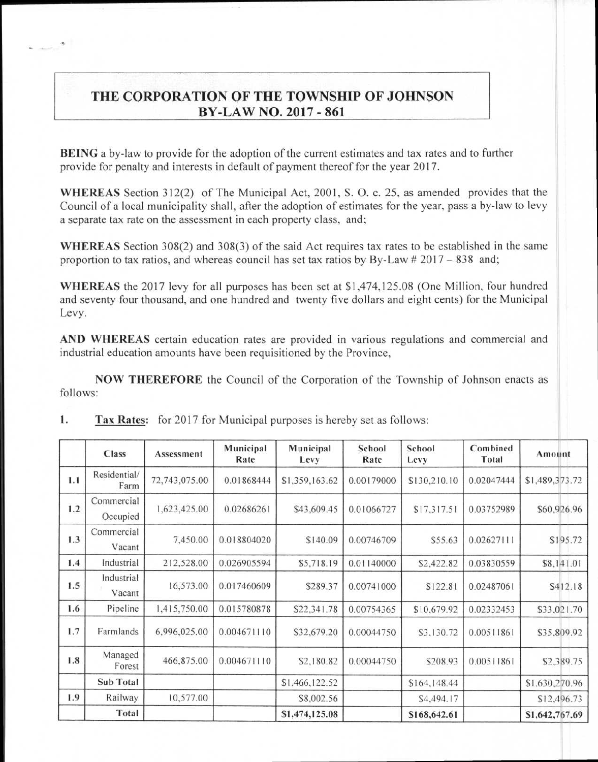# THE CORPORATION OF THE TOWNSHIP OF JOHNSON
## BY-LAW NO. 2017 - 861

**BEING** a by-law to provide for the adoption of the current estimates and tax rates and to further provide for penalty and interests in default of payment thereof for the year 2017.

**WHEREAS** Section 312(2) of The Municipal Act, 2001, S. O. c. 25, as amended provides that the Council of a local municipality shall, after the adoption of estimates for the year, pass a by-law to levy a separate tax rate on the assessment in each property class, and;

**WHEREAS** Section 308(2) and 308(3) of the said Act requires tax rates to be established in the same proportion to tax ratios, and whereas council has set tax ratios by By-Law # 2017 – 838 and;

**WHEREAS** the 2017 levy for all purposes has been set at $1,474,125.08 (One Million, four hundred and seventy four thousand, and one hundred and twenty five dollars and eight cents) for the Municipal Levy.

**AND WHEREAS** certain education rates are provided in various regulations and commercial and industrial education amounts have been requisitioned by the Province,

**NOW THEREFORE** the Council of the Corporation of the Township of Johnson enacts as follows:

1. **Tax Rates:** for 2017 for Municipal purposes is hereby set as follows:

| | Class | Assessment | Municipal Rate | Municipal Levy | School Rate | School Levy | Combined Total | Amount |
|---|---|---|---|---|---|---|---|---|
| 1.1 | Residential/ Farm | 72,743,075.00 | 0.01868444 | $1,359,163.62 | 0.00179000 | $130,210.10 | 0.02047444 | $1,489,373.72 |
| 1.2 | Commercial Occupied | 1,623,425.00 | 0.02686261 | $43,609.45 | 0.01066727 | $17,317.51 | 0.03752989 | $60,926.96 |
| 1.3 | Commercial Vacant | 7,450.00 | 0.018804020 | $140.09 | 0.00746709 | $55.63 | 0.02627111 | $195.72 |
| 1.4 | Industrial | 212,528.00 | 0.026905594 | $5,718.19 | 0.01140000 | $2,422.82 | 0.03830559 | $8,141.01 |
| 1.5 | Industrial Vacant | 16,573.00 | 0.017460609 | $289.37 | 0.00741000 | $122.81 | 0.02487061 | $412.18 |
| 1.6 | Pipeline | 1,415,750.00 | 0.015780878 | $22,341.78 | 0.00754365 | $10,679.92 | 0.02332453 | $33,021.70 |
| 1.7 | Farmlands | 6,996,025.00 | 0.004671110 | $32,679.20 | 0.00044750 | $3,130.72 | 0.00511861 | $35,809.92 |
| 1.8 | Managed Forest | 466,875.00 | 0.004671110 | $2,180.82 | 0.00044750 | $208.93 | 0.00511861 | $2,389.75 |
| | **Sub Total** | | | $1,466,122.52 | | $164,148.44 | | $1,630,270.96 |
| 1.9 | Railway | 10,577.00 | | $8,002.56 | | $4,494.17 | | $12,496.73 |
| | **Total** | | | **$1,474,125.08** | | **$168,642.61** | | **$1,642,767.69** |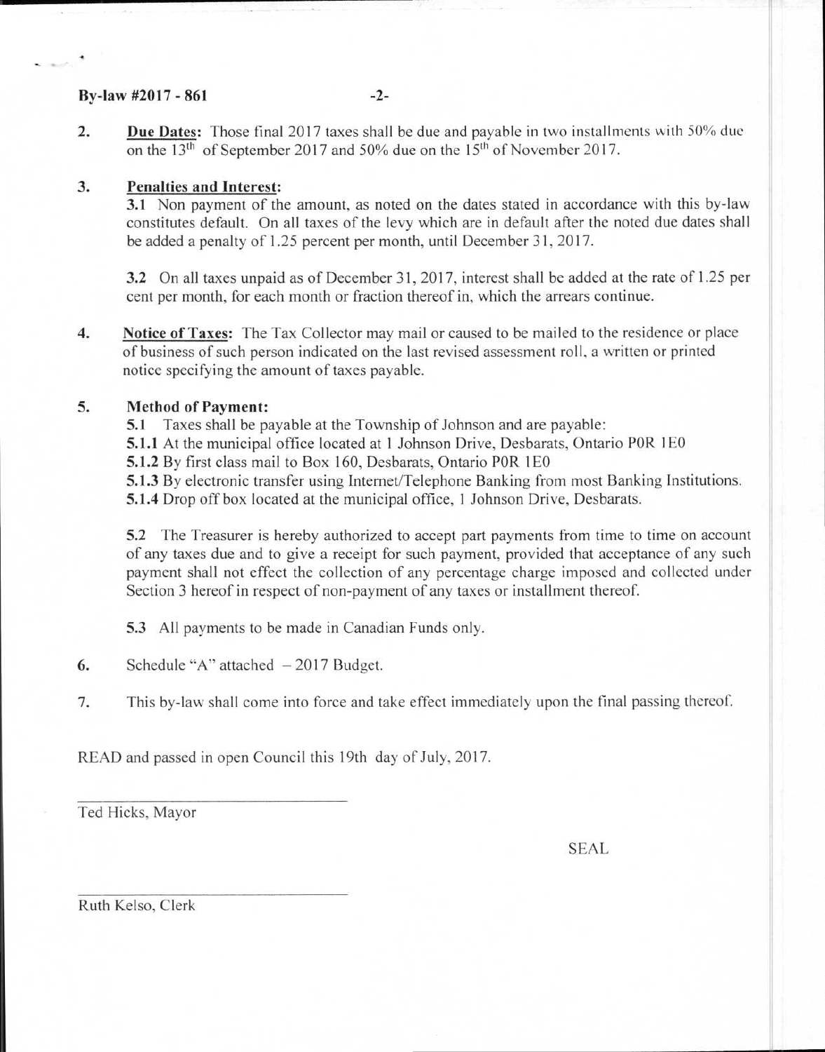2. **Due Dates:** Those final 2017 taxes shall be due and payable in two installments with 50% due on the 13th of September 2017 and 50% due on the 15th of November 2017.

3. **Penalties and Interest:**

**3.1** Non payment of the amount, as noted on the dates stated in accordance with this by-law constitutes default. On all taxes of the levy which are in default after the noted due dates shall be added a penalty of 1.25 percent per month, until December 31, 2017.

**3.2** On all taxes unpaid as of December 31, 2017, interest shall be added at the rate of 1.25 per cent per month, for each month or fraction thereof in, which the arrears continue.

4. **Notice of Taxes:** The Tax Collector may mail or caused to be mailed to the residence or place of business of such person indicated on the last revised assessment roll, a written or printed notice specifying the amount of taxes payable.

5. **Method of Payment:**

**5.1** Taxes shall be payable at the Township of Johnson and are payable:

**5.1.1** At the municipal office located at 1 Johnson Drive, Desbarats, Ontario P0R 1E0

**5.1.2** By first class mail to Box 160, Desbarats, Ontario P0R 1E0

**5.1.3** By electronic transfer using Internet/Telephone Banking from most Banking Institutions.

**5.1.4** Drop off box located at the municipal office, 1 Johnson Drive, Desbarats.

**5.2** The Treasurer is hereby authorized to accept part payments from time to time on account of any taxes due and to give a receipt for such payment, provided that acceptance of any such payment shall not effect the collection of any percentage charge imposed and collected under Section 3 hereof in respect of non-payment of any taxes or installment thereof.

**5.3** All payments to be made in Canadian Funds only.

6. Schedule "A" attached – 2017 Budget.

7. This by-law shall come into force and take effect immediately upon the final passing thereof.

READ and passed in open Council this 19th day of July, 2017.

Ted Hicks, Mayor

SEAL

Ruth Kelso, Clerk